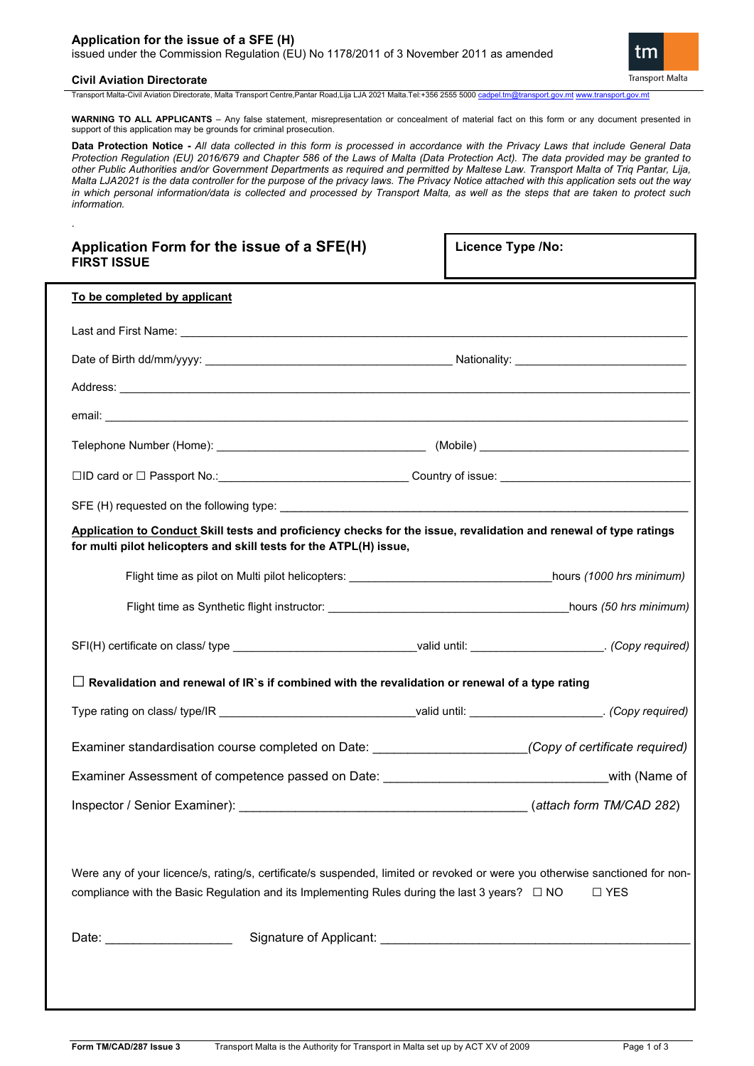# Application for the issue of a SFE (H)

issued under the Commission Regulation (EU) No 1178/2011 of 3 November 2011 as amended

**Civil Aviation Directorate**

Transport Malta-Civil Aviation Directorate, Malta Transport Centre,Pantar Road,Lija LJA 2021 Malta.Tel:+356 2555 5000 cadpel.tm@transport.gov.mt www.transport.gov.mt

**WARNING TO ALL APPLICANTS** – Any false statement, misrepresentation or concealment of material fact on this form or any document presented in support of this application may be grounds for criminal prosecution.

**Data Protection Notice -** *All data collected in this form is processed in accordance with the Privacy Laws that include General Data Protection Regulation (EU) 2016/679 and Chapter 586 of the Laws of Malta (Data Protection Act). The data provided may be granted to other Public Authorities and/or Government Departments as required and permitted by Maltese Law. Transport Malta of Triq Pantar, Lija, Malta LJA2021 is the data controller for the purpose of the privacy laws. The Privacy Notice attached with this application sets out the way in which personal information/data is collected and processed by Transport Malta, as well as the steps that are taken to protect such information.*

.

## Application Form for the issue of a SFE(H)
**FIRST ISSUE**

**Licence Type /No:**

**To be completed by applicant**

Last and First Name: ______________________________________________

Date of Birth dd/mm/yyyy: ______________________ Nationality: ______________________

Address: ______________________________________________

email: ______________________________________________

Telephone Number (Home): ______________________ (Mobile) ______________________

☐ID card or ☐ Passport No.:______________________ Country of issue: ______________________

SFE (H) requested on the following type: ______________________________________________

**Application to Conduct Skill tests and proficiency checks for the issue, revalidation and renewal of type ratings for multi pilot helicopters and skill tests for the ATPL(H) issue,**

Flight time as pilot on Multi pilot helicopters: ______________________ hours *(1000 hrs minimum)*

Flight time as Synthetic flight instructor: ______________________ hours *(50 hrs minimum)*

SFI(H) certificate on class/ type ______________________ valid until: ______________________. *(Copy required)*

☐ **Revalidation and renewal of IR`s if combined with the revalidation or renewal of a type rating**

Type rating on class/ type/IR ______________________ valid until: ______________________. *(Copy required)*

Examiner standardisation course completed on Date: ______________________ *(Copy of certificate required)*

Examiner Assessment of competence passed on Date: ______________________ with (Name of Inspector / Senior Examiner): ______________________ (*attach form TM/CAD 282*)

Were any of your licence/s, rating/s, certificate/s suspended, limited or revoked or were you otherwise sanctioned for non-compliance with the Basic Regulation and its Implementing Rules during the last 3 years? ☐ NO ☐ YES

Date: ______________ Signature of Applicant: ______________________________

Form TM/CAD/287 Issue 3 Transport Malta is the Authority for Transport in Malta set up by ACT XV of 2009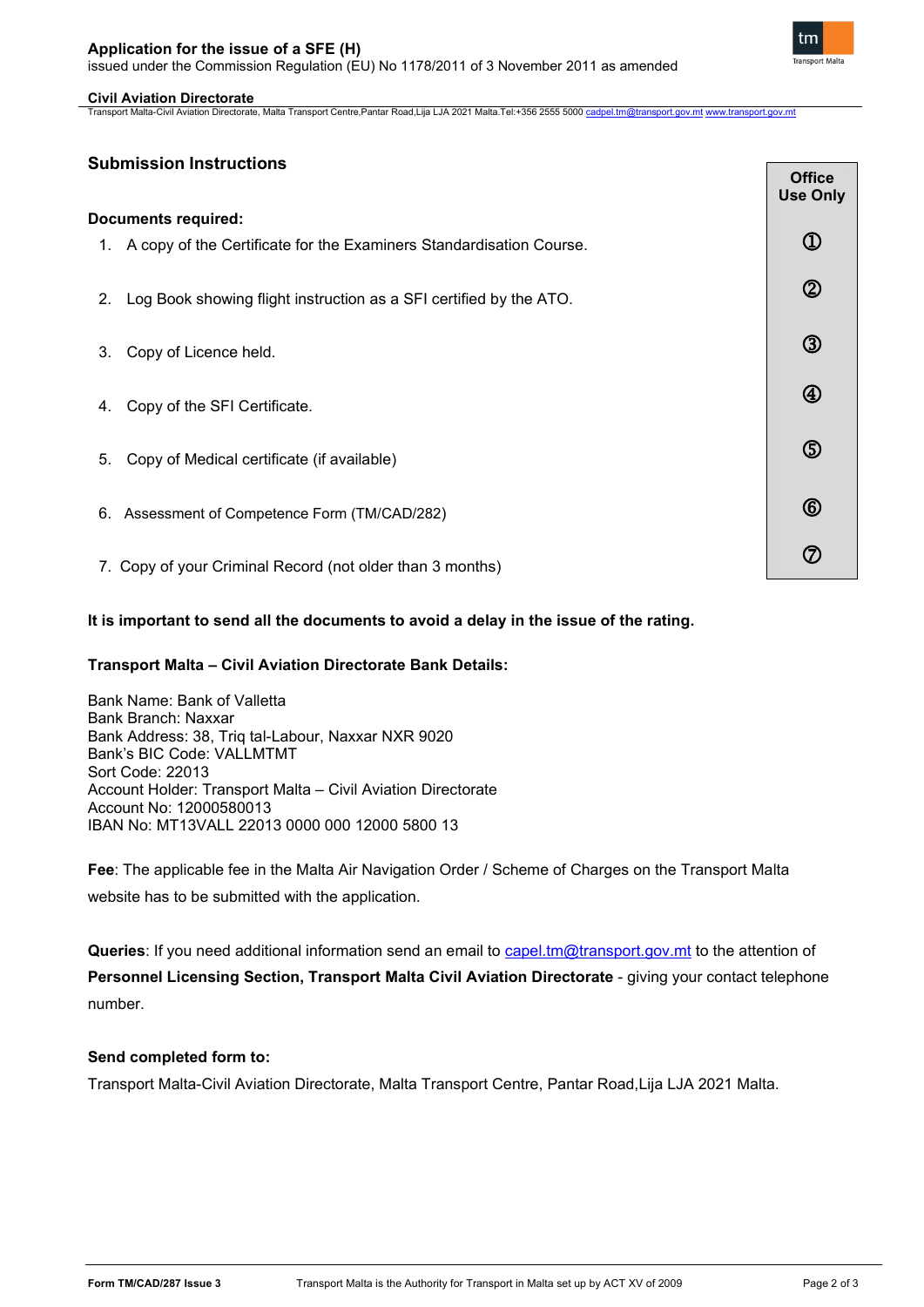**Application for the issue of a SFE (H)**
issued under the Commission Regulation (EU) No 1178/2011 of 3 November 2011 as amended

**Civil Aviation Directorate**
Transport Malta-Civil Aviation Directorate, Malta Transport Centre,Pantar Road,Lija LJA 2021 Malta.Tel:+356 2555 5000 cadpel.tm@transport.gov.mt www.transport.gov.mt

## Submission Instructions

**Documents required:**

| Document | Office Use Only |
|---|---|
| 1. A copy of the Certificate for the Examiners Standardisation Course. | ① |
| 2. Log Book showing flight instruction as a SFI certified by the ATO. | ② |
| 3. Copy of Licence held. | ③ |
| 4. Copy of the SFI Certificate. | ④ |
| 5. Copy of Medical certificate (if available) | ⑤ |
| 6. Assessment of Competence Form (TM/CAD/282) | ⑥ |
| 7. Copy of your Criminal Record (not older than 3 months) | ⑦ |

**It is important to send all the documents to avoid a delay in the issue of the rating.**

**Transport Malta – Civil Aviation Directorate Bank Details:**

Bank Name: Bank of Valletta
Bank Branch: Naxxar
Bank Address: 38, Triq tal-Labour, Naxxar NXR 9020
Bank's BIC Code: VALLMTMT
Sort Code: 22013
Account Holder: Transport Malta – Civil Aviation Directorate
Account No: 12000580013
IBAN No: MT13VALL 22013 0000 000 12000 5800 13

**Fee**: The applicable fee in the Malta Air Navigation Order / Scheme of Charges on the Transport Malta website has to be submitted with the application.

**Queries**: If you need additional information send an email to capel.tm@transport.gov.mt to the attention of **Personnel Licensing Section, Transport Malta Civil Aviation Directorate** - giving your contact telephone number.

**Send completed form to:**

Transport Malta-Civil Aviation Directorate, Malta Transport Centre, Pantar Road,Lija LJA 2021 Malta.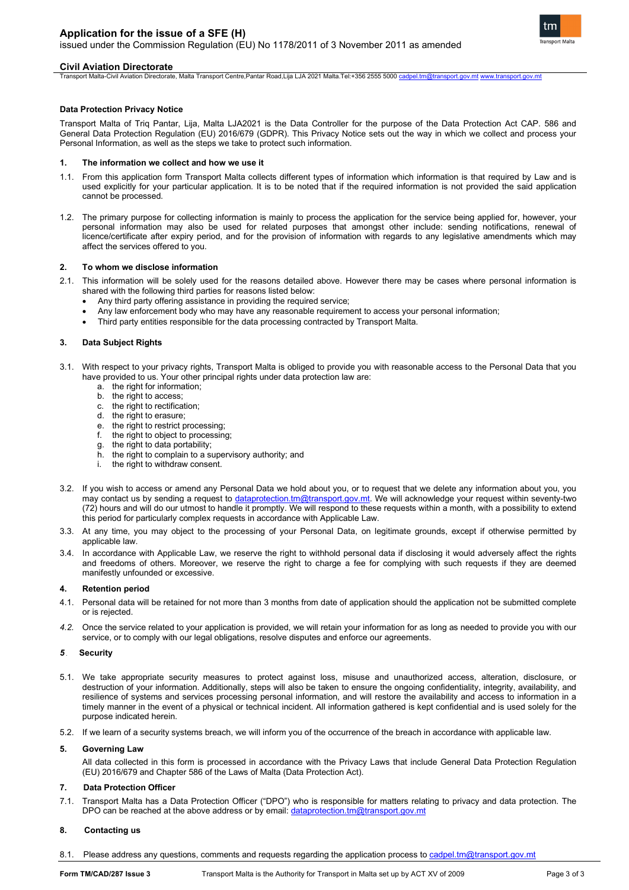## Application for the issue of a SFE (H)

issued under the Commission Regulation (EU) No 1178/2011 of 3 November 2011 as amended

### Civil Aviation Directorate

Transport Malta-Civil Aviation Directorate, Malta Transport Centre,Pantar Road,Lija LJA 2021 Malta.Tel:+356 2555 5000 cadpel.tm@transport.gov.mt www.transport.gov.mt

### Data Protection Privacy Notice

Transport Malta of Triq Pantar, Lija, Malta LJA2021 is the Data Controller for the purpose of the Data Protection Act CAP. 586 and General Data Protection Regulation (EU) 2016/679 (GDPR). This Privacy Notice sets out the way in which we collect and process your Personal Information, as well as the steps we take to protect such information.

**1. The information we collect and how we use it**

1.1. From this application form Transport Malta collects different types of information which information is that required by Law and is used explicitly for your particular application. It is to be noted that if the required information is not provided the said application cannot be processed.

1.2. The primary purpose for collecting information is mainly to process the application for the service being applied for, however, your personal information may also be used for related purposes that amongst other include: sending notifications, renewal of licence/certificate after expiry period, and for the provision of information with regards to any legislative amendments which may affect the services offered to you.

**2. To whom we disclose information**

2.1. This information will be solely used for the reasons detailed above. However there may be cases where personal information is shared with the following third parties for reasons listed below:

- Any third party offering assistance in providing the required service;
- Any law enforcement body who may have any reasonable requirement to access your personal information;
- Third party entities responsible for the data processing contracted by Transport Malta.

**3. Data Subject Rights**

3.1. With respect to your privacy rights, Transport Malta is obliged to provide you with reasonable access to the Personal Data that you have provided to us. Your other principal rights under data protection law are:

a. the right for information;
b. the right to access;
c. the right to rectification;
d. the right to erasure;
e. the right to restrict processing;
f. the right to object to processing;
g. the right to data portability;
h. the right to complain to a supervisory authority; and
i. the right to withdraw consent.

3.2. If you wish to access or amend any Personal Data we hold about you, or to request that we delete any information about you, you may contact us by sending a request to dataprotection.tm@transport.gov.mt. We will acknowledge your request within seventy-two (72) hours and will do our utmost to handle it promptly. We will respond to these requests within a month, with a possibility to extend this period for particularly complex requests in accordance with Applicable Law.

3.3. At any time, you may object to the processing of your Personal Data, on legitimate grounds, except if otherwise permitted by applicable law.

3.4. In accordance with Applicable Law, we reserve the right to withhold personal data if disclosing it would adversely affect the rights and freedoms of others. Moreover, we reserve the right to charge a fee for complying with such requests if they are deemed manifestly unfounded or excessive.

**4. Retention period**

4.1. Personal data will be retained for not more than 3 months from date of application should the application not be submitted complete or is rejected.

*4.2.* Once the service related to your application is provided, we will retain your information for as long as needed to provide you with our service, or to comply with our legal obligations, resolve disputes and enforce our agreements.

***5*. Security**

5.1. We take appropriate security measures to protect against loss, misuse and unauthorized access, alteration, disclosure, or destruction of your information. Additionally, steps will also be taken to ensure the ongoing confidentiality, integrity, availability, and resilience of systems and services processing personal information, and will restore the availability and access to information in a timely manner in the event of a physical or technical incident. All information gathered is kept confidential and is used solely for the purpose indicated herein.

5.2. If we learn of a security systems breach, we will inform you of the occurrence of the breach in accordance with applicable law.

**5. Governing Law**

All data collected in this form is processed in accordance with the Privacy Laws that include General Data Protection Regulation (EU) 2016/679 and Chapter 586 of the Laws of Malta (Data Protection Act).

**7. Data Protection Officer**

7.1. Transport Malta has a Data Protection Officer ("DPO") who is responsible for matters relating to privacy and data protection. The DPO can be reached at the above address or by email: dataprotection.tm@transport.gov.mt

**8. Contacting us**

8.1. Please address any questions, comments and requests regarding the application process to cadpel.tm@transport.gov.mt

**Form TM/CAD/287 Issue 3** Transport Malta is the Authority for Transport in Malta set up by ACT XV of 2009